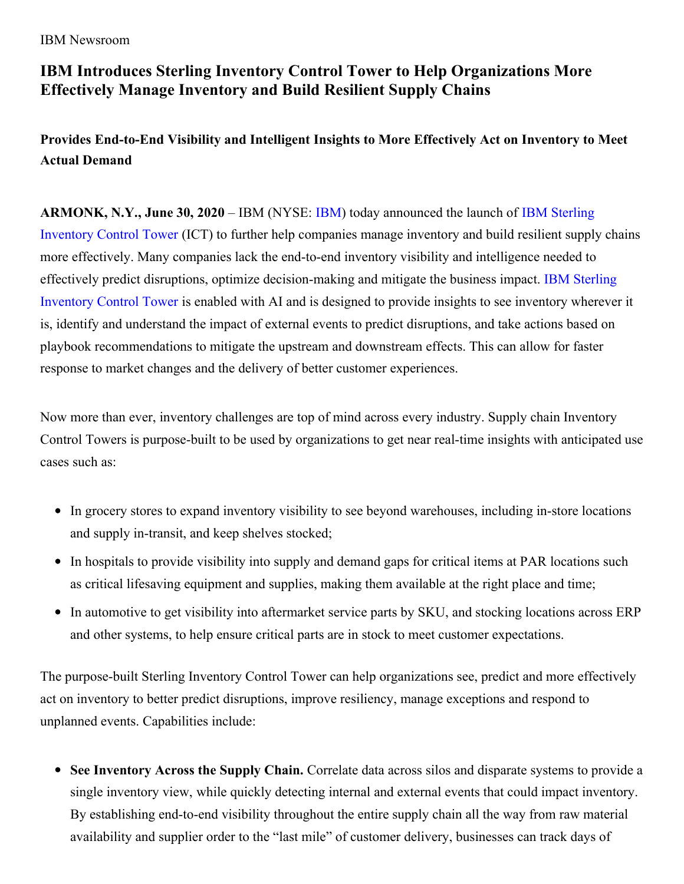IBM Newsroom

# IBM Introduces Sterling Inventory Control Tower to Help Organizations More Effectively Manage Inventory and Build Resilient Supply Chains

## Provides End-to-End Visibility and Intelligent Insights to More Effectively Act on Inventory to Meet Actual Demand

**ARMONK, N.Y., June 30, 2020** – IBM (NYSE: IBM) today announced the launch of IBM Sterling Inventory Control Tower (ICT) to further help companies manage inventory and build resilient supply chains more effectively. Many companies lack the end-to-end inventory visibility and intelligence needed to effectively predict disruptions, optimize decision-making and mitigate the business impact. IBM Sterling Inventory Control Tower is enabled with AI and is designed to provide insights to see inventory wherever it is, identify and understand the impact of external events to predict disruptions, and take actions based on playbook recommendations to mitigate the upstream and downstream effects. This can allow for faster response to market changes and the delivery of better customer experiences.

Now more than ever, inventory challenges are top of mind across every industry. Supply chain Inventory Control Towers is purpose-built to be used by organizations to get near real-time insights with anticipated use cases such as:

- In grocery stores to expand inventory visibility to see beyond warehouses, including in-store locations and supply in-transit, and keep shelves stocked;
- In hospitals to provide visibility into supply and demand gaps for critical items at PAR locations such as critical lifesaving equipment and supplies, making them available at the right place and time;
- In automotive to get visibility into aftermarket service parts by SKU, and stocking locations across ERP and other systems, to help ensure critical parts are in stock to meet customer expectations.

The purpose-built Sterling Inventory Control Tower can help organizations see, predict and more effectively act on inventory to better predict disruptions, improve resiliency, manage exceptions and respond to unplanned events. Capabilities include:

- **See Inventory Across the Supply Chain.** Correlate data across silos and disparate systems to provide a single inventory view, while quickly detecting internal and external events that could impact inventory. By establishing end-to-end visibility throughout the entire supply chain all the way from raw material availability and supplier order to the "last mile" of customer delivery, businesses can track days of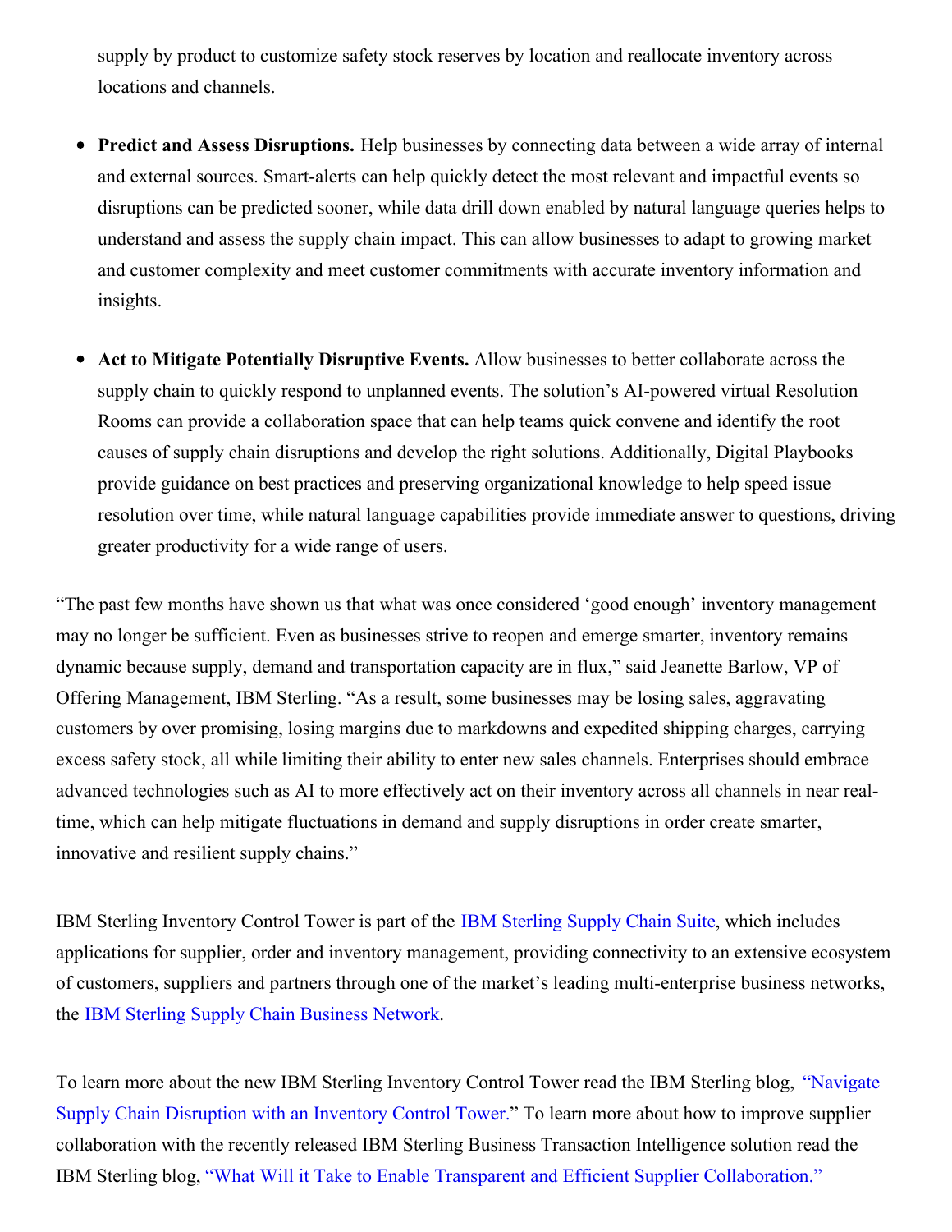supply by product to customize safety stock reserves by location and reallocate inventory across locations and channels.

- **Predict and Assess Disruptions.** Help businesses by connecting data between a wide array of internal and external sources. Smart-alerts can help quickly detect the most relevant and impactful events so disruptions can be predicted sooner, while data drill down enabled by natural language queries helps to understand and assess the supply chain impact. This can allow businesses to adapt to growing market and customer complexity and meet customer commitments with accurate inventory information and insights.

- **Act to Mitigate Potentially Disruptive Events.** Allow businesses to better collaborate across the supply chain to quickly respond to unplanned events. The solution's AI-powered virtual Resolution Rooms can provide a collaboration space that can help teams quick convene and identify the root causes of supply chain disruptions and develop the right solutions. Additionally, Digital Playbooks provide guidance on best practices and preserving organizational knowledge to help speed issue resolution over time, while natural language capabilities provide immediate answer to questions, driving greater productivity for a wide range of users.

"The past few months have shown us that what was once considered 'good enough' inventory management may no longer be sufficient. Even as businesses strive to reopen and emerge smarter, inventory remains dynamic because supply, demand and transportation capacity are in flux," said Jeanette Barlow, VP of Offering Management, IBM Sterling. "As a result, some businesses may be losing sales, aggravating customers by over promising, losing margins due to markdowns and expedited shipping charges, carrying excess safety stock, all while limiting their ability to enter new sales channels. Enterprises should embrace advanced technologies such as AI to more effectively act on their inventory across all channels in near real-time, which can help mitigate fluctuations in demand and supply disruptions in order create smarter, innovative and resilient supply chains."

IBM Sterling Inventory Control Tower is part of the IBM Sterling Supply Chain Suite, which includes applications for supplier, order and inventory management, providing connectivity to an extensive ecosystem of customers, suppliers and partners through one of the market's leading multi-enterprise business networks, the IBM Sterling Supply Chain Business Network.

To learn more about the new IBM Sterling Inventory Control Tower read the IBM Sterling blog, "Navigate Supply Chain Disruption with an Inventory Control Tower." To learn more about how to improve supplier collaboration with the recently released IBM Sterling Business Transaction Intelligence solution read the IBM Sterling blog, "What Will it Take to Enable Transparent and Efficient Supplier Collaboration."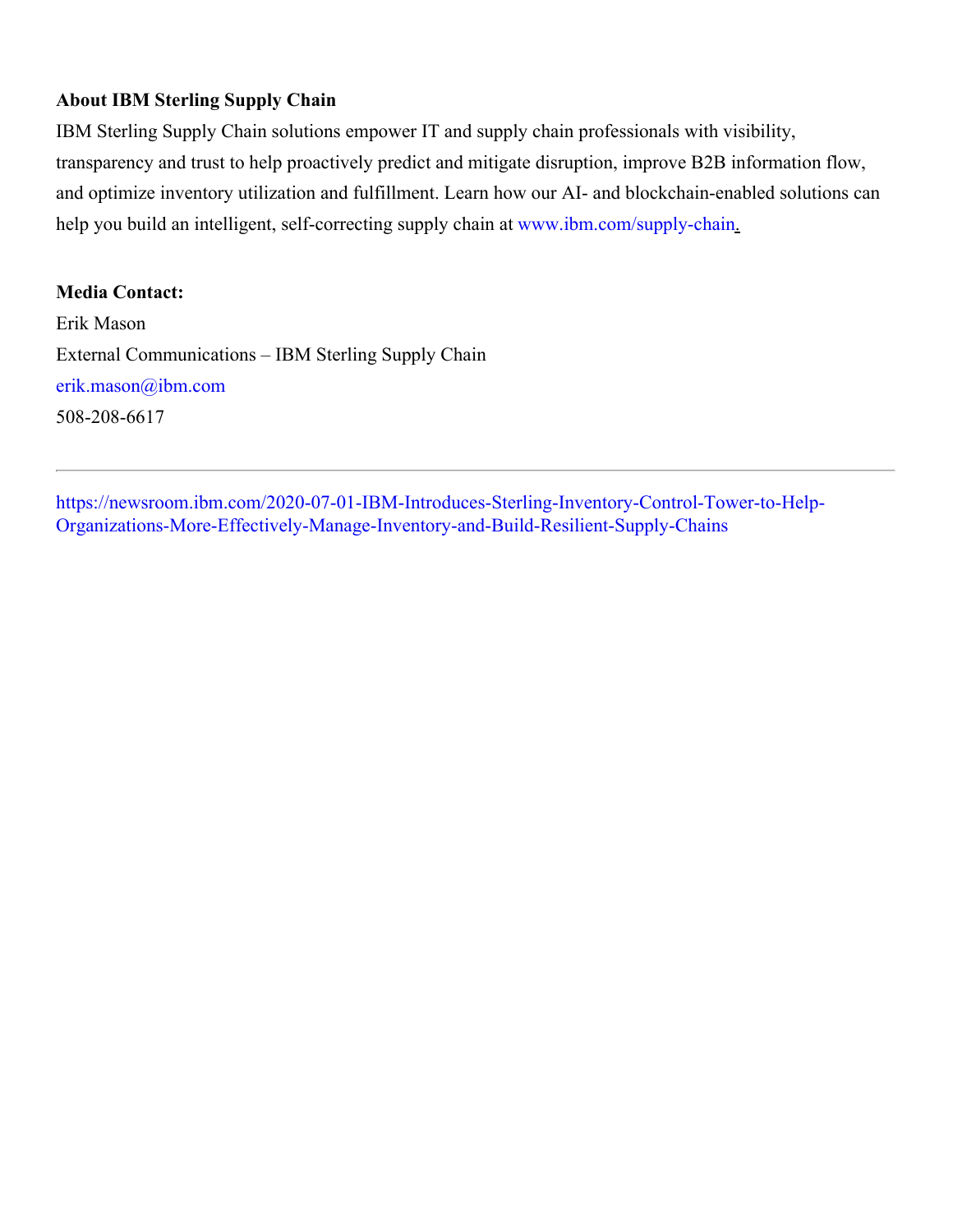**About IBM Sterling Supply Chain**

IBM Sterling Supply Chain solutions empower IT and supply chain professionals with visibility, transparency and trust to help proactively predict and mitigate disruption, improve B2B information flow, and optimize inventory utilization and fulfillment. Learn how our AI- and blockchain-enabled solutions can help you build an intelligent, self-correcting supply chain at www.ibm.com/supply-chain.

**Media Contact:**

Erik Mason

External Communications – IBM Sterling Supply Chain

erik.mason@ibm.com

508-208-6617

---

https://newsroom.ibm.com/2020-07-01-IBM-Introduces-Sterling-Inventory-Control-Tower-to-Help-Organizations-More-Effectively-Manage-Inventory-and-Build-Resilient-Supply-Chains